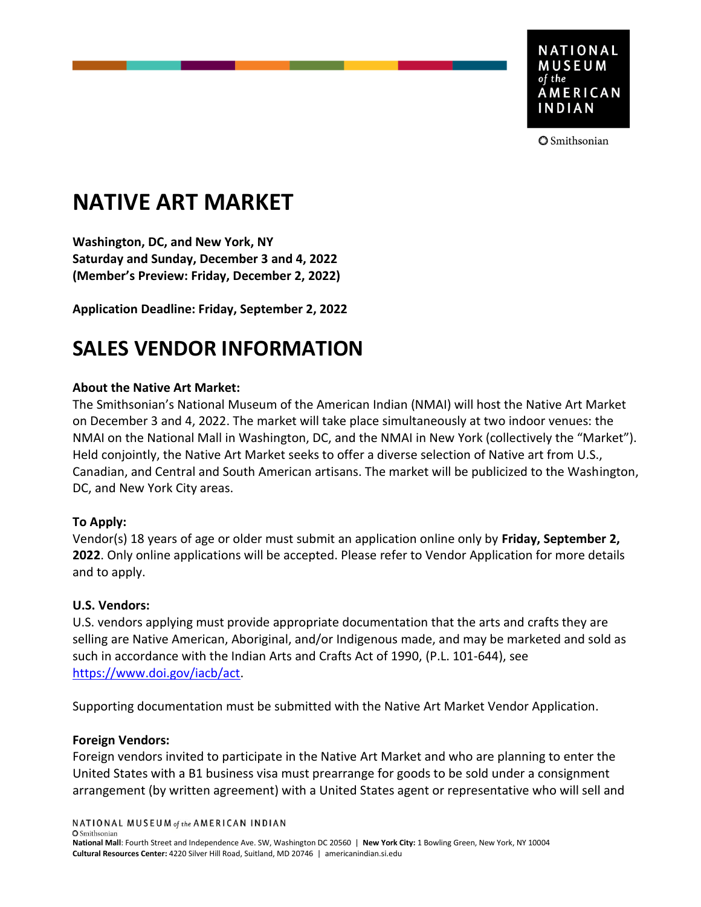# NATIVE ART MARKET

**Washington, DC, and New York, NY**
**Saturday and Sunday, December 3 and 4, 2022**
**(Member's Preview: Friday, December 2, 2022)**

**Application Deadline: Friday, September 2, 2022**

# SALES VENDOR INFORMATION

**About the Native Art Market:**
The Smithsonian's National Museum of the American Indian (NMAI) will host the Native Art Market on December 3 and 4, 2022. The market will take place simultaneously at two indoor venues: the NMAI on the National Mall in Washington, DC, and the NMAI in New York (collectively the "Market"). Held conjointly, the Native Art Market seeks to offer a diverse selection of Native art from U.S., Canadian, and Central and South American artisans. The market will be publicized to the Washington, DC, and New York City areas.

**To Apply:**
Vendor(s) 18 years of age or older must submit an application online only by **Friday, September 2, 2022**. Only online applications will be accepted. Please refer to Vendor Application for more details and to apply.

**U.S. Vendors:**
U.S. vendors applying must provide appropriate documentation that the arts and crafts they are selling are Native American, Aboriginal, and/or Indigenous made, and may be marketed and sold as such in accordance with the Indian Arts and Crafts Act of 1990, (P.L. 101-644), see https://www.doi.gov/iacb/act.

Supporting documentation must be submitted with the Native Art Market Vendor Application.

**Foreign Vendors:**
Foreign vendors invited to participate in the Native Art Market and who are planning to enter the United States with a B1 business visa must prearrange for goods to be sold under a consignment arrangement (by written agreement) with a United States agent or representative who will sell and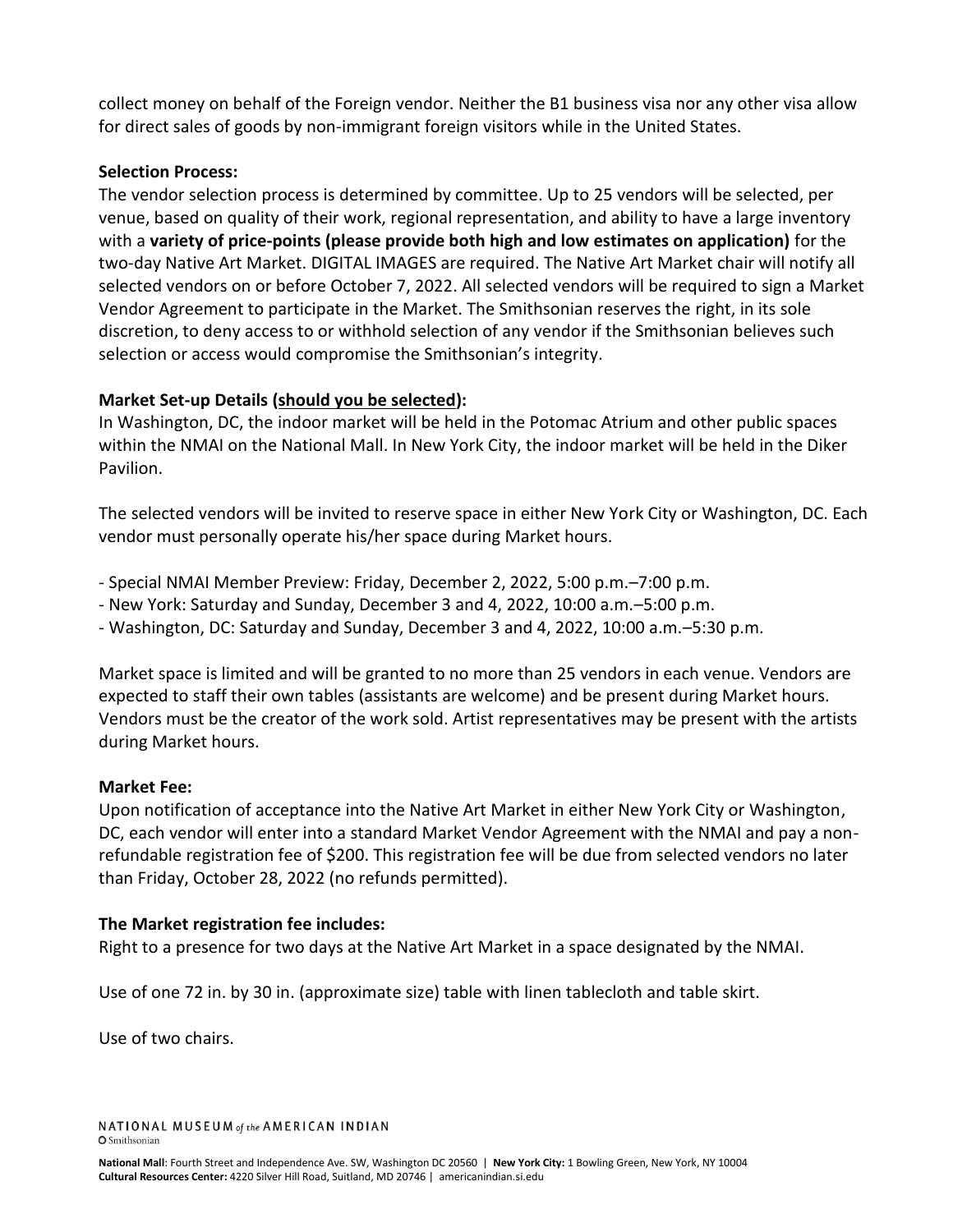collect money on behalf of the Foreign vendor. Neither the B1 business visa nor any other visa allow for direct sales of goods by non-immigrant foreign visitors while in the United States.

**Selection Process:**

The vendor selection process is determined by committee. Up to 25 vendors will be selected, per venue, based on quality of their work, regional representation, and ability to have a large inventory with a **variety of price-points (please provide both high and low estimates on application)** for the two-day Native Art Market. DIGITAL IMAGES are required. The Native Art Market chair will notify all selected vendors on or before October 7, 2022. All selected vendors will be required to sign a Market Vendor Agreement to participate in the Market. The Smithsonian reserves the right, in its sole discretion, to deny access to or withhold selection of any vendor if the Smithsonian believes such selection or access would compromise the Smithsonian's integrity.

**Market Set-up Details (<u>should you be selected</u>):**

In Washington, DC, the indoor market will be held in the Potomac Atrium and other public spaces within the NMAI on the National Mall. In New York City, the indoor market will be held in the Diker Pavilion.

The selected vendors will be invited to reserve space in either New York City or Washington, DC. Each vendor must personally operate his/her space during Market hours.

- Special NMAI Member Preview: Friday, December 2, 2022, 5:00 p.m.–7:00 p.m.
- New York: Saturday and Sunday, December 3 and 4, 2022, 10:00 a.m.–5:00 p.m.
- Washington, DC: Saturday and Sunday, December 3 and 4, 2022, 10:00 a.m.–5:30 p.m.

Market space is limited and will be granted to no more than 25 vendors in each venue. Vendors are expected to staff their own tables (assistants are welcome) and be present during Market hours. Vendors must be the creator of the work sold. Artist representatives may be present with the artists during Market hours.

**Market Fee:**

Upon notification of acceptance into the Native Art Market in either New York City or Washington, DC, each vendor will enter into a standard Market Vendor Agreement with the NMAI and pay a non-refundable registration fee of $200. This registration fee will be due from selected vendors no later than Friday, October 28, 2022 (no refunds permitted).

**The Market registration fee includes:**

Right to a presence for two days at the Native Art Market in a space designated by the NMAI.

Use of one 72 in. by 30 in. (approximate size) table with linen tablecloth and table skirt.

Use of two chairs.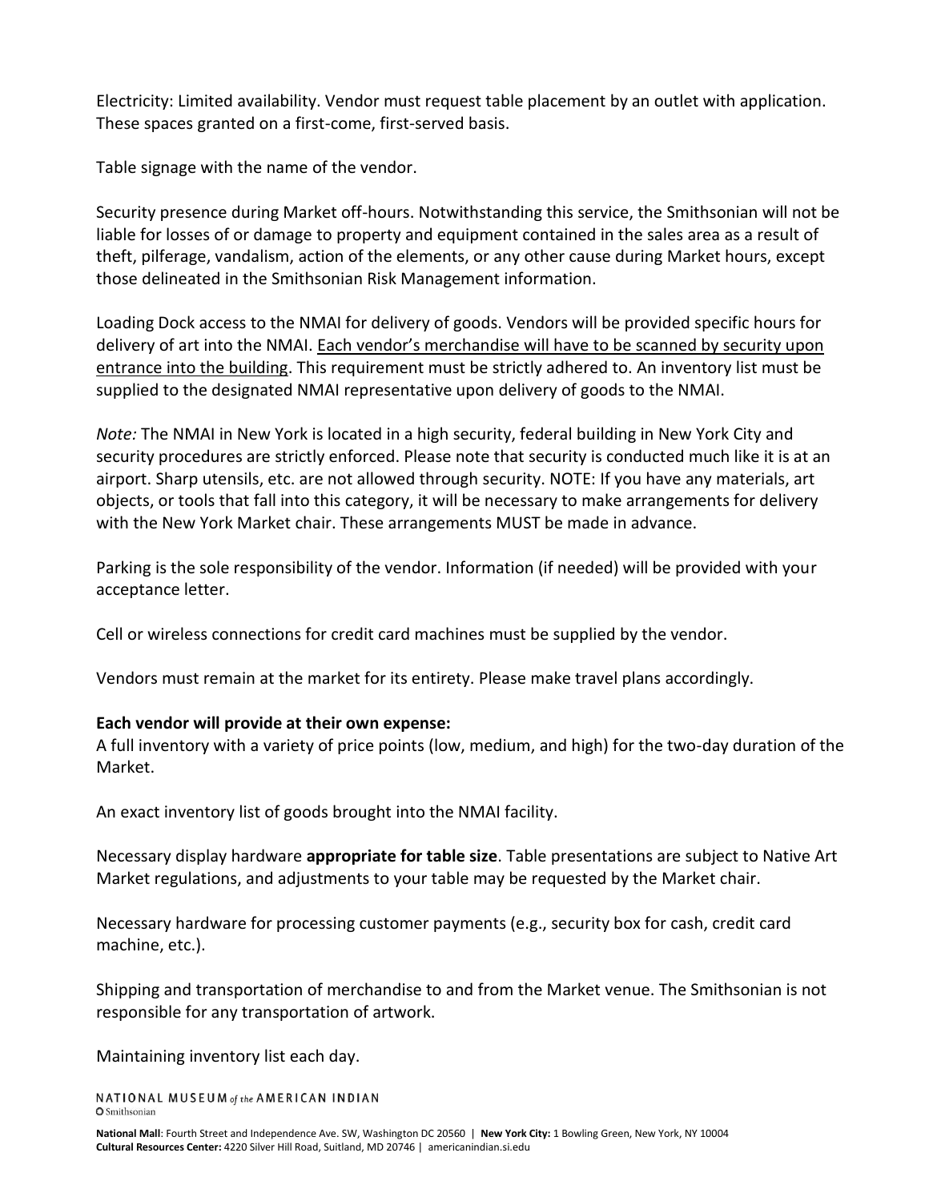Electricity: Limited availability. Vendor must request table placement by an outlet with application. These spaces granted on a first-come, first-served basis.

Table signage with the name of the vendor.

Security presence during Market off-hours. Notwithstanding this service, the Smithsonian will not be liable for losses of or damage to property and equipment contained in the sales area as a result of theft, pilferage, vandalism, action of the elements, or any other cause during Market hours, except those delineated in the Smithsonian Risk Management information.

Loading Dock access to the NMAI for delivery of goods. Vendors will be provided specific hours for delivery of art into the NMAI. Each vendor's merchandise will have to be scanned by security upon entrance into the building. This requirement must be strictly adhered to. An inventory list must be supplied to the designated NMAI representative upon delivery of goods to the NMAI.

*Note:* The NMAI in New York is located in a high security, federal building in New York City and security procedures are strictly enforced. Please note that security is conducted much like it is at an airport. Sharp utensils, etc. are not allowed through security. NOTE: If you have any materials, art objects, or tools that fall into this category, it will be necessary to make arrangements for delivery with the New York Market chair. These arrangements MUST be made in advance.

Parking is the sole responsibility of the vendor. Information (if needed) will be provided with your acceptance letter.

Cell or wireless connections for credit card machines must be supplied by the vendor.

Vendors must remain at the market for its entirety. Please make travel plans accordingly.

**Each vendor will provide at their own expense:**
A full inventory with a variety of price points (low, medium, and high) for the two-day duration of the Market.

An exact inventory list of goods brought into the NMAI facility.

Necessary display hardware **appropriate for table size**. Table presentations are subject to Native Art Market regulations, and adjustments to your table may be requested by the Market chair.

Necessary hardware for processing customer payments (e.g., security box for cash, credit card machine, etc.).

Shipping and transportation of merchandise to and from the Market venue. The Smithsonian is not responsible for any transportation of artwork.

Maintaining inventory list each day.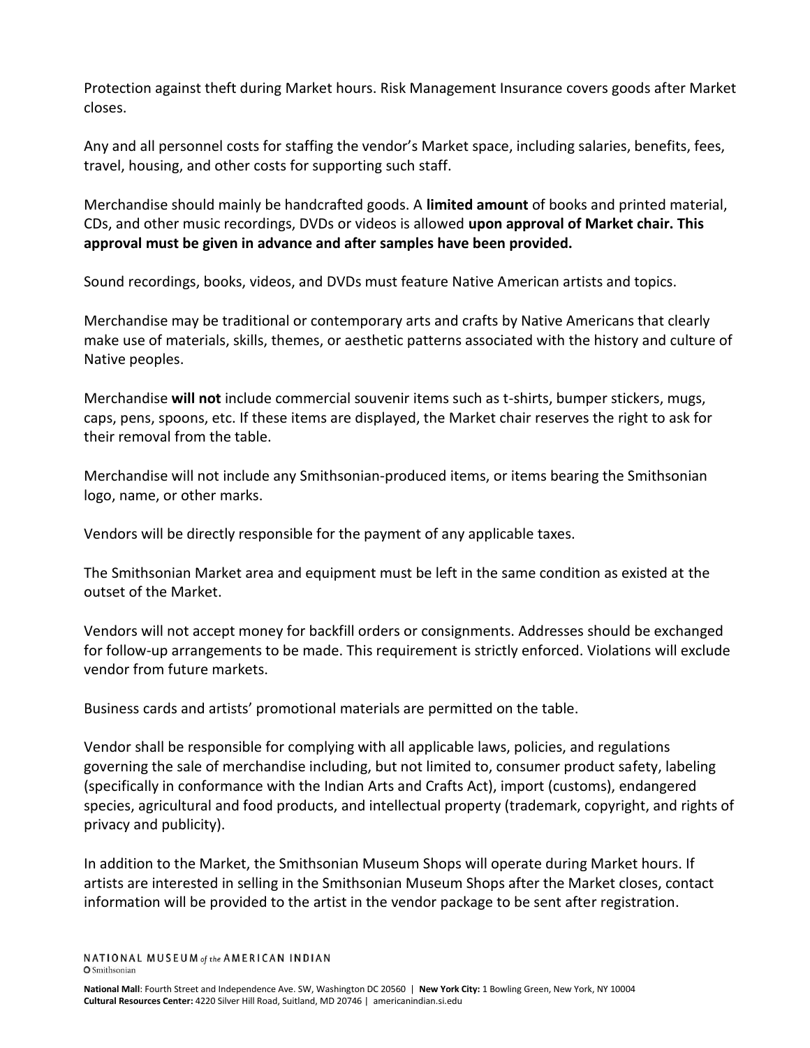Protection against theft during Market hours. Risk Management Insurance covers goods after Market closes.

Any and all personnel costs for staffing the vendor's Market space, including salaries, benefits, fees, travel, housing, and other costs for supporting such staff.

Merchandise should mainly be handcrafted goods. A **limited amount** of books and printed material, CDs, and other music recordings, DVDs or videos is allowed **upon approval of Market chair. This approval must be given in advance and after samples have been provided.**

Sound recordings, books, videos, and DVDs must feature Native American artists and topics.

Merchandise may be traditional or contemporary arts and crafts by Native Americans that clearly make use of materials, skills, themes, or aesthetic patterns associated with the history and culture of Native peoples.

Merchandise **will not** include commercial souvenir items such as t-shirts, bumper stickers, mugs, caps, pens, spoons, etc. If these items are displayed, the Market chair reserves the right to ask for their removal from the table.

Merchandise will not include any Smithsonian-produced items, or items bearing the Smithsonian logo, name, or other marks.

Vendors will be directly responsible for the payment of any applicable taxes.

The Smithsonian Market area and equipment must be left in the same condition as existed at the outset of the Market.

Vendors will not accept money for backfill orders or consignments. Addresses should be exchanged for follow-up arrangements to be made. This requirement is strictly enforced. Violations will exclude vendor from future markets.

Business cards and artists' promotional materials are permitted on the table.

Vendor shall be responsible for complying with all applicable laws, policies, and regulations governing the sale of merchandise including, but not limited to, consumer product safety, labeling (specifically in conformance with the Indian Arts and Crafts Act), import (customs), endangered species, agricultural and food products, and intellectual property (trademark, copyright, and rights of privacy and publicity).

In addition to the Market, the Smithsonian Museum Shops will operate during Market hours. If artists are interested in selling in the Smithsonian Museum Shops after the Market closes, contact information will be provided to the artist in the vendor package to be sent after registration.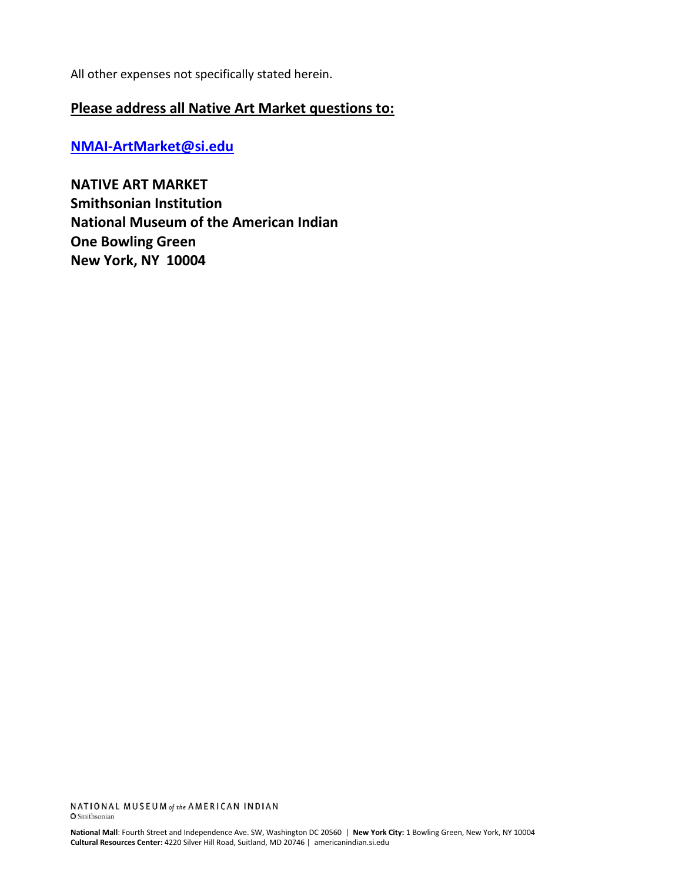All other expenses not specifically stated herein.

**Please address all Native Art Market questions to:**

**[NMAI-ArtMarket@si.edu](mailto:NMAI-ArtMarket@si.edu)**

**NATIVE ART MARKET**
**Smithsonian Institution**
**National Museum of the American Indian**
**One Bowling Green**
**New York, NY 10004**